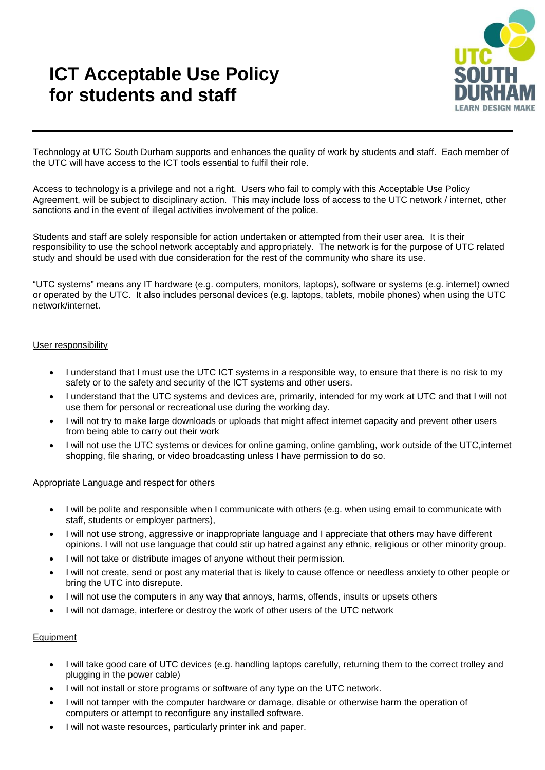# ICT Acceptable Use Policy for students and staff

UTC SOUTH DURHAM
LEARN DESIGN MAKE

---

Technology at UTC South Durham supports and enhances the quality of work by students and staff. Each member of the UTC will have access to the ICT tools essential to fulfil their role.

Access to technology is a privilege and not a right. Users who fail to comply with this Acceptable Use Policy Agreement, will be subject to disciplinary action. This may include loss of access to the UTC network / internet, other sanctions and in the event of illegal activities involvement of the police.

Students and staff are solely responsible for action undertaken or attempted from their user area. It is their responsibility to use the school network acceptably and appropriately. The network is for the purpose of UTC related study and should be used with due consideration for the rest of the community who share its use.

"UTC systems" means any IT hardware (e.g. computers, monitors, laptops), software or systems (e.g. internet) owned or operated by the UTC. It also includes personal devices (e.g. laptops, tablets, mobile phones) when using the UTC network/internet.

## User responsibility

- I understand that I must use the UTC ICT systems in a responsible way, to ensure that there is no risk to my safety or to the safety and security of the ICT systems and other users.
- I understand that the UTC systems and devices are, primarily, intended for my work at UTC and that I will not use them for personal or recreational use during the working day.
- I will not try to make large downloads or uploads that might affect internet capacity and prevent other users from being able to carry out their work
- I will not use the UTC systems or devices for online gaming, online gambling, work outside of the UTC,internet shopping, file sharing, or video broadcasting unless I have permission to do so.

## Appropriate Language and respect for others

- I will be polite and responsible when I communicate with others (e.g. when using email to communicate with staff, students or employer partners),
- I will not use strong, aggressive or inappropriate language and I appreciate that others may have different opinions. I will not use language that could stir up hatred against any ethnic, religious or other minority group.
- I will not take or distribute images of anyone without their permission.
- I will not create, send or post any material that is likely to cause offence or needless anxiety to other people or bring the UTC into disrepute.
- I will not use the computers in any way that annoys, harms, offends, insults or upsets others
- I will not damage, interfere or destroy the work of other users of the UTC network

## Equipment

- I will take good care of UTC devices (e.g. handling laptops carefully, returning them to the correct trolley and plugging in the power cable)
- I will not install or store programs or software of any type on the UTC network.
- I will not tamper with the computer hardware or damage, disable or otherwise harm the operation of computers or attempt to reconfigure any installed software.
- I will not waste resources, particularly printer ink and paper.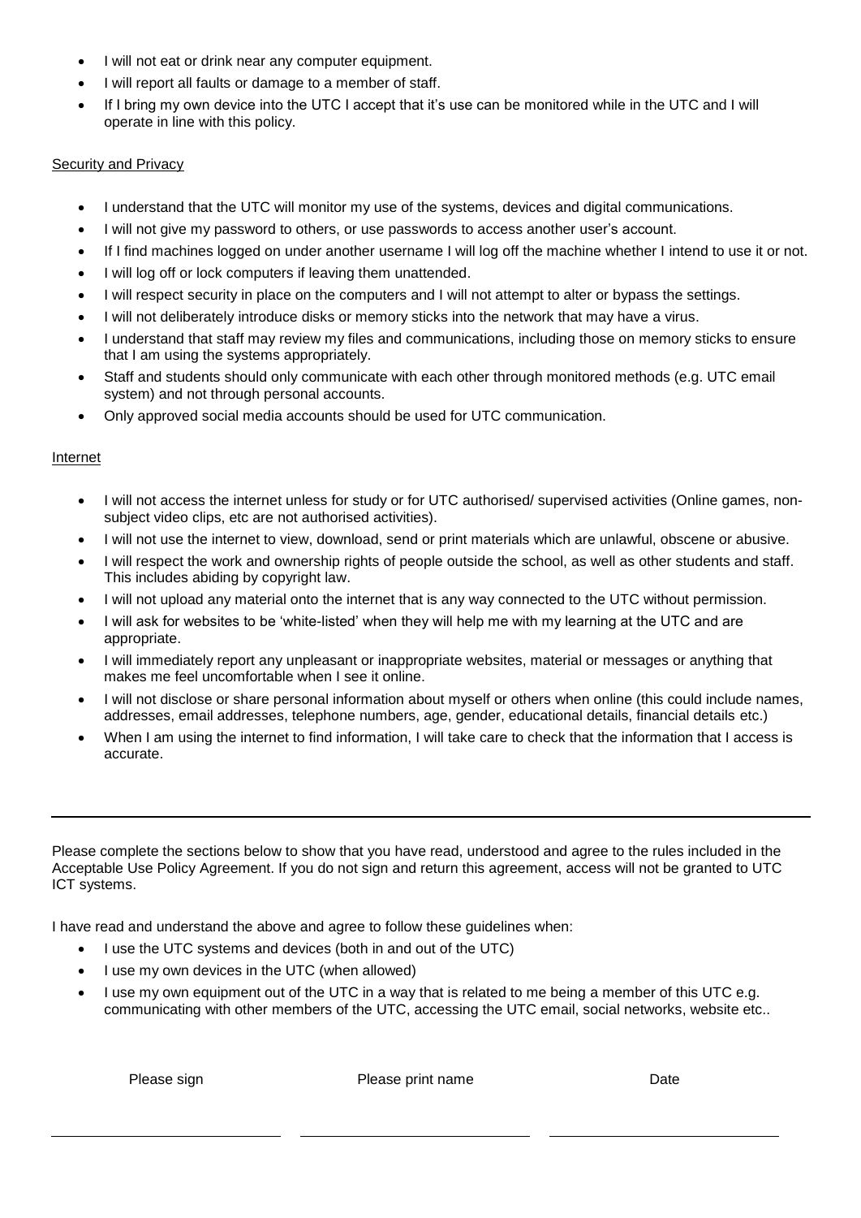- I will not eat or drink near any computer equipment.
- I will report all faults or damage to a member of staff.
- If I bring my own device into the UTC I accept that it's use can be monitored while in the UTC and I will operate in line with this policy.

Security and Privacy

- I understand that the UTC will monitor my use of the systems, devices and digital communications.
- I will not give my password to others, or use passwords to access another user's account.
- If I find machines logged on under another username I will log off the machine whether I intend to use it or not.
- I will log off or lock computers if leaving them unattended.
- I will respect security in place on the computers and I will not attempt to alter or bypass the settings.
- I will not deliberately introduce disks or memory sticks into the network that may have a virus.
- I understand that staff may review my files and communications, including those on memory sticks to ensure that I am using the systems appropriately.
- Staff and students should only communicate with each other through monitored methods (e.g. UTC email system) and not through personal accounts.
- Only approved social media accounts should be used for UTC communication.

Internet

- I will not access the internet unless for study or for UTC authorised/ supervised activities (Online games, non-subject video clips, etc are not authorised activities).
- I will not use the internet to view, download, send or print materials which are unlawful, obscene or abusive.
- I will respect the work and ownership rights of people outside the school, as well as other students and staff. This includes abiding by copyright law.
- I will not upload any material onto the internet that is any way connected to the UTC without permission.
- I will ask for websites to be 'white-listed' when they will help me with my learning at the UTC and are appropriate.
- I will immediately report any unpleasant or inappropriate websites, material or messages or anything that makes me feel uncomfortable when I see it online.
- I will not disclose or share personal information about myself or others when online (this could include names, addresses, email addresses, telephone numbers, age, gender, educational details, financial details etc.)
- When I am using the internet to find information, I will take care to check that the information that I access is accurate.

---

Please complete the sections below to show that you have read, understood and agree to the rules included in the Acceptable Use Policy Agreement. If you do not sign and return this agreement, access will not be granted to UTC ICT systems.

I have read and understand the above and agree to follow these guidelines when:

- I use the UTC systems and devices (both in and out of the UTC)
- I use my own devices in the UTC (when allowed)
- I use my own equipment out of the UTC in a way that is related to me being a member of this UTC e.g. communicating with other members of the UTC, accessing the UTC email, social networks, website etc..

| Please sign | Please print name | Date |
|---|---|---|
| | | |